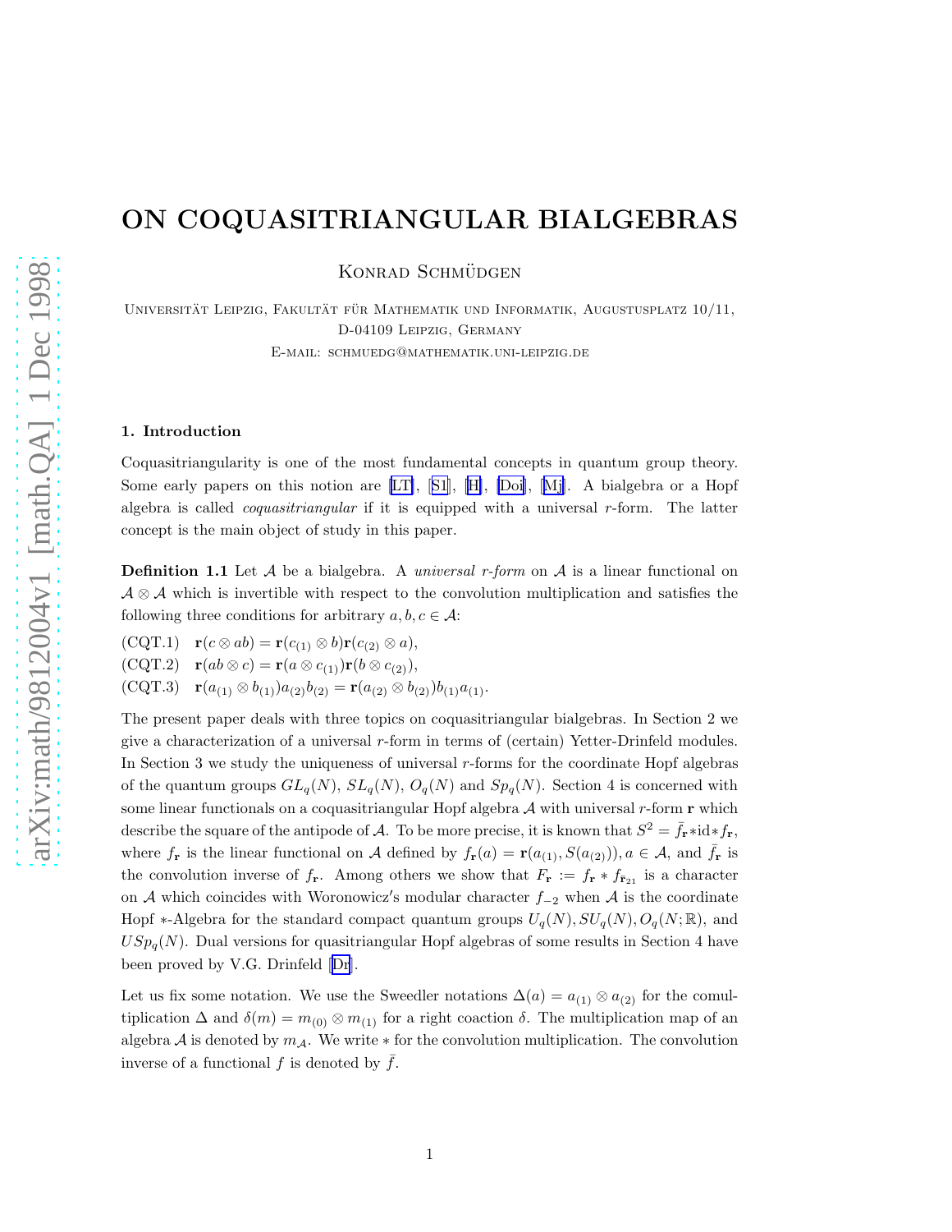# ON COQUASITRIANGULAR BIALGEBRAS

Konrad Schmüdgen

Universität Leipzig, Fakultät für Mathematik und Informatik, Augustusplatz 10/11, D-04109 Leipzig, Germany

E-mail: schmuedg@mathematik.uni-leipzig.de

### 1. Introduction

Coquasitriangularity is one of the most fundamental concepts in quantum group theory. Some early papers on this notion are [LT], [S1], [H], [Doi], [Mj]. A bialgebra or a Hopf algebra is called *coquasitriangular* if it is equipped with a universal $r$-form. The latter concept is the main object of study in this paper.

**Definition 1.1** Let $\mathcal{A}$ be a bialgebra. A *universal r-form* on $\mathcal{A}$ is a linear functional on $\mathcal{A} \otimes \mathcal{A}$ which is invertible with respect to the convolution multiplication and satisfies the following three conditions for arbitrary $a, b, c \in \mathcal{A}$:

(CQT.1) $\quad \mathbf{r}(c \otimes ab) = \mathbf{r}(c_{(1)} \otimes b)\mathbf{r}(c_{(2)} \otimes a)$,

(CQT.2) $\quad \mathbf{r}(ab \otimes c) = \mathbf{r}(a \otimes c_{(1)})\mathbf{r}(b \otimes c_{(2)})$,

(CQT.3) $\quad \mathbf{r}(a_{(1)} \otimes b_{(1)})a_{(2)}b_{(2)} = \mathbf{r}(a_{(2)} \otimes b_{(2)})b_{(1)}a_{(1)}$.

The present paper deals with three topics on coquasitriangular bialgebras. In Section 2 we give a characterization of a universal $r$-form in terms of (certain) Yetter-Drinfeld modules. In Section 3 we study the uniqueness of universal $r$-forms for the coordinate Hopf algebras of the quantum groups $GL_q(N)$, $SL_q(N)$, $O_q(N)$ and $Sp_q(N)$. Section 4 is concerned with some linear functionals on a coquasitriangular Hopf algebra $\mathcal{A}$ with universal $r$-form $\mathbf{r}$ which describe the square of the antipode of $\mathcal{A}$. To be more precise, it is known that $S^2 = \bar{f}_{\mathbf{r}} * \mathrm{id} * f_{\mathbf{r}}$, where $f_{\mathbf{r}}$ is the linear functional on $\mathcal{A}$ defined by $f_{\mathbf{r}}(a) = \mathbf{r}(a_{(1)}, S(a_{(2)}))$, $a \in \mathcal{A}$, and $\bar{f}_{\mathbf{r}}$ is the convolution inverse of $f_{\mathbf{r}}$. Among others we show that $F_{\mathbf{r}} := f_{\mathbf{r}} * f_{\bar{\mathbf{r}}_{21}}$ is a character on $\mathcal{A}$ which coincides with Woronowicz's modular character $f_{-2}$ when $\mathcal{A}$ is the coordinate Hopf $*$-Algebra for the standard compact quantum groups $U_q(N), SU_q(N), O_q(N;\mathbb{R})$, and $USp_q(N)$. Dual versions for quasitriangular Hopf algebras of some results in Section 4 have been proved by V.G. Drinfeld [Dr].

Let us fix some notation. We use the Sweedler notations $\Delta(a) = a_{(1)} \otimes a_{(2)}$ for the comultiplication $\Delta$ and $\delta(m) = m_{(0)} \otimes m_{(1)}$ for a right coaction $\delta$. The multiplication map of an algebra $\mathcal{A}$ is denoted by $m_{\mathcal{A}}$. We write $*$ for the convolution multiplication. The convolution inverse of a functional $f$ is denoted by $\bar{f}$.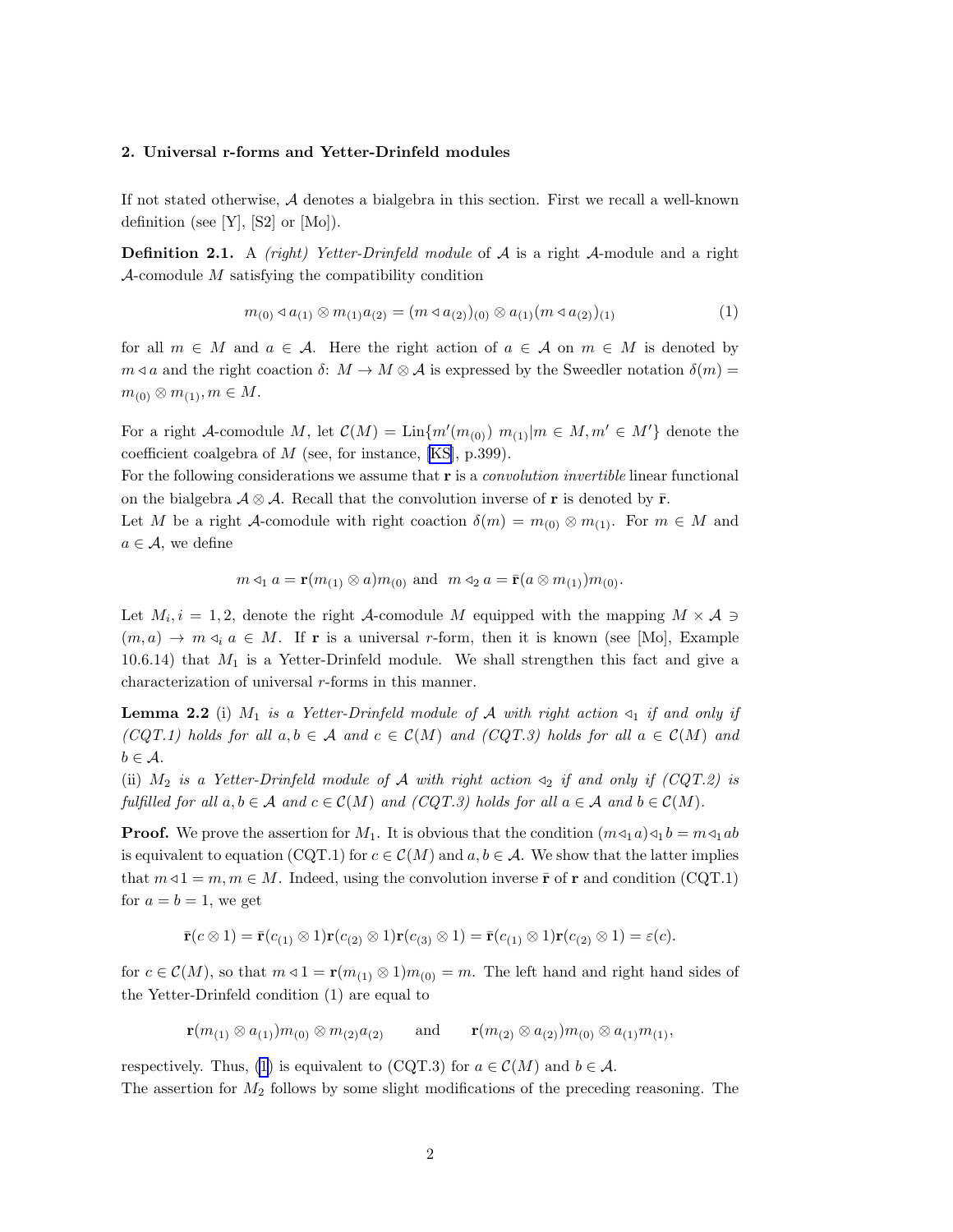## 2. Universal r-forms and Yetter-Drinfeld modules

If not stated otherwise, $\mathcal{A}$ denotes a bialgebra in this section. First we recall a well-known definition (see [Y], [S2] or [Mo]).

**Definition 2.1.** A *(right) Yetter-Drinfeld module* of $\mathcal{A}$ is a right $\mathcal{A}$-module and a right $\mathcal{A}$-comodule $M$ satisfying the compatibility condition

$$m_{(0)} \triangleleft a_{(1)} \otimes m_{(1)} a_{(2)} = (m \triangleleft a_{(2)})_{(0)} \otimes a_{(1)} (m \triangleleft a_{(2)})_{(1)} \tag{1}$$

for all $m \in M$ and $a \in \mathcal{A}$. Here the right action of $a \in \mathcal{A}$ on $m \in M$ is denoted by $m \triangleleft a$ and the right coaction $\delta\colon M \to M \otimes \mathcal{A}$ is expressed by the Sweedler notation $\delta(m) = m_{(0)} \otimes m_{(1)}, m \in M$.

For a right $\mathcal{A}$-comodule $M$, let $\mathcal{C}(M) = \mathrm{Lin}\{m'(m_{(0)})\ m_{(1)} | m \in M, m' \in M'\}$ denote the coefficient coalgebra of $M$ (see, for instance, [KS], p.399).

For the following considerations we assume that $\mathbf{r}$ is a *convolution invertible* linear functional on the bialgebra $\mathcal{A} \otimes \mathcal{A}$. Recall that the convolution inverse of $\mathbf{r}$ is denoted by $\bar{\mathbf{r}}$.

Let $M$ be a right $\mathcal{A}$-comodule with right coaction $\delta(m) = m_{(0)} \otimes m_{(1)}$. For $m \in M$ and $a \in \mathcal{A}$, we define

$$m \triangleleft_1 a = \mathbf{r}(m_{(1)} \otimes a) m_{(0)} \ \text{and} \ \ m \triangleleft_2 a = \bar{\mathbf{r}}(a \otimes m_{(1)}) m_{(0)}.$$

Let $M_i, i = 1, 2$, denote the right $\mathcal{A}$-comodule $M$ equipped with the mapping $M \times \mathcal{A} \ni (m, a) \to m \triangleleft_i a \in M$. If $\mathbf{r}$ is a universal $r$-form, then it is known (see [Mo], Example 10.6.14) that $M_1$ is a Yetter-Drinfeld module. We shall strengthen this fact and give a characterization of universal $r$-forms in this manner.

**Lemma 2.2** (i) *$M_1$ is a Yetter-Drinfeld module of $\mathcal{A}$ with right action $\triangleleft_1$ if and only if (CQT.1) holds for all $a, b \in \mathcal{A}$ and $c \in \mathcal{C}(M)$ and (CQT.3) holds for all $a \in \mathcal{C}(M)$ and $b \in \mathcal{A}$.*

(ii) *$M_2$ is a Yetter-Drinfeld module of $\mathcal{A}$ with right action $\triangleleft_2$ if and only if (CQT.2) is fulfilled for all $a, b \in \mathcal{A}$ and $c \in \mathcal{C}(M)$ and (CQT.3) holds for all $a \in \mathcal{A}$ and $b \in \mathcal{C}(M)$.*

**Proof.** We prove the assertion for $M_1$. It is obvious that the condition $(m \triangleleft_1 a) \triangleleft_1 b = m \triangleleft_1 ab$ is equivalent to equation (CQT.1) for $c \in \mathcal{C}(M)$ and $a, b \in \mathcal{A}$. We show that the latter implies that $m \triangleleft 1 = m, m \in M$. Indeed, using the convolution inverse $\bar{\mathbf{r}}$ of $\mathbf{r}$ and condition (CQT.1) for $a = b = 1$, we get

$$\bar{\mathbf{r}}(c \otimes 1) = \bar{\mathbf{r}}(c_{(1)} \otimes 1) \mathbf{r}(c_{(2)} \otimes 1) \mathbf{r}(c_{(3)} \otimes 1) = \bar{\mathbf{r}}(c_{(1)} \otimes 1) \mathbf{r}(c_{(2)} \otimes 1) = \varepsilon(c).$$

for $c \in \mathcal{C}(M)$, so that $m \triangleleft 1 = \mathbf{r}(m_{(1)} \otimes 1) m_{(0)} = m$. The left hand and right hand sides of the Yetter-Drinfeld condition (1) are equal to

$$\mathbf{r}(m_{(1)} \otimes a_{(1)}) m_{(0)} \otimes m_{(2)} a_{(2)} \qquad \text{and} \qquad \mathbf{r}(m_{(2)} \otimes a_{(2)}) m_{(0)} \otimes a_{(1)} m_{(1)},$$

respectively. Thus, (1) is equivalent to (CQT.3) for $a \in \mathcal{C}(M)$ and $b \in \mathcal{A}$.

The assertion for $M_2$ follows by some slight modifications of the preceding reasoning. The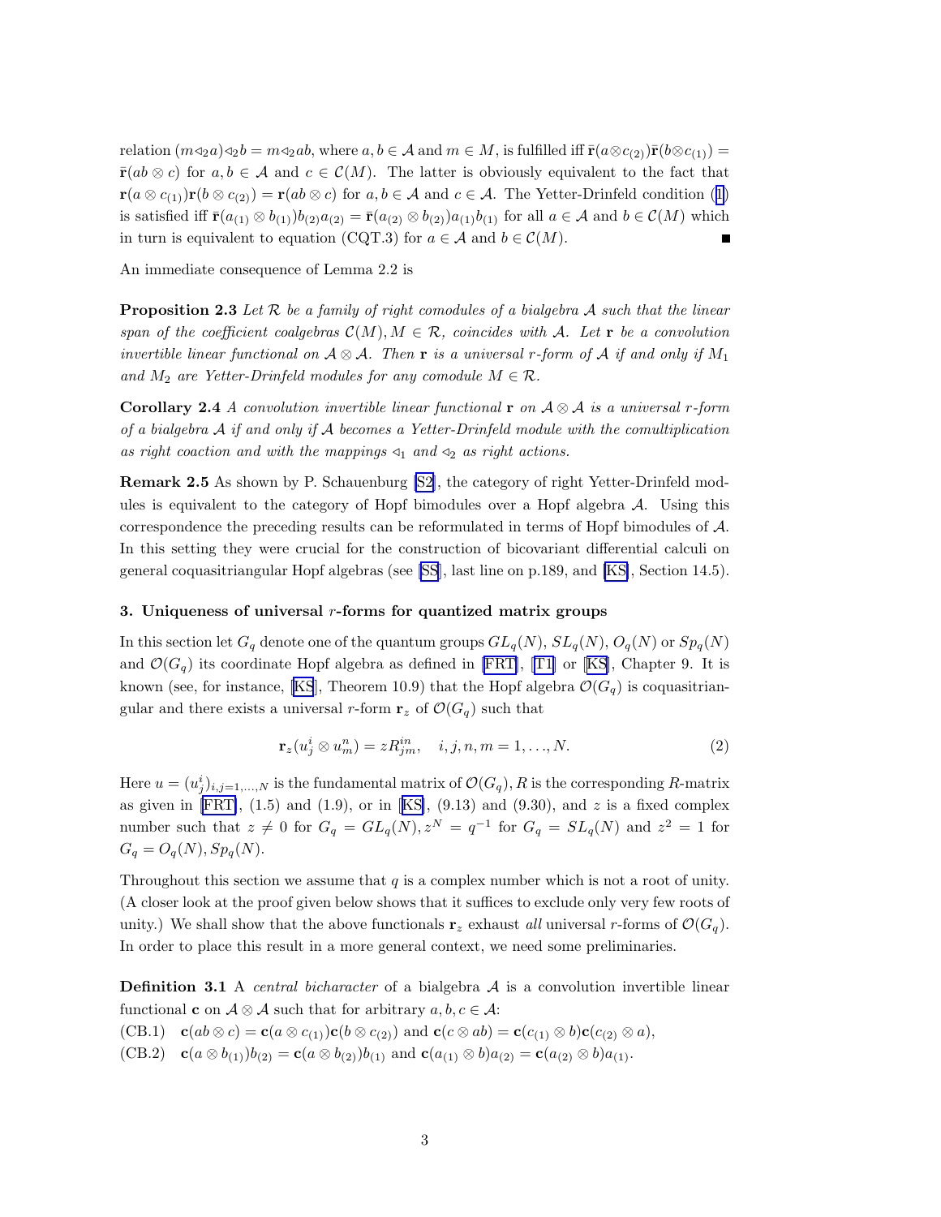relation $(m \triangleleft_2 a) \triangleleft_2 b = m \triangleleft_2 ab$, where $a, b \in \mathcal{A}$ and $m \in M$, is fulfilled iff $\bar{\mathbf{r}}(a \otimes c_{(2)}) \bar{\mathbf{r}}(b \otimes c_{(1)}) = \bar{\mathbf{r}}(ab \otimes c)$ for $a, b \in \mathcal{A}$ and $c \in \mathcal{C}(M)$. The latter is obviously equivalent to the fact that $\mathbf{r}(a \otimes c_{(1)}) \mathbf{r}(b \otimes c_{(2)}) = \mathbf{r}(ab \otimes c)$ for $a, b \in \mathcal{A}$ and $c \in \mathcal{A}$. The Yetter-Drinfeld condition (1) is satisfied iff $\bar{\mathbf{r}}(a_{(1)} \otimes b_{(1)}) b_{(2)} a_{(2)} = \bar{\mathbf{r}}(a_{(2)} \otimes b_{(2)}) a_{(1)} b_{(1)}$ for all $a \in \mathcal{A}$ and $b \in \mathcal{C}(M)$ which in turn is equivalent to equation (CQT.3) for $a \in \mathcal{A}$ and $b \in \mathcal{C}(M)$. ∎

An immediate consequence of Lemma 2.2 is

**Proposition 2.3** *Let $\mathcal{R}$ be a family of right comodules of a bialgebra $\mathcal{A}$ such that the linear span of the coefficient coalgebras $\mathcal{C}(M), M \in \mathcal{R}$, coincides with $\mathcal{A}$. Let $\mathbf{r}$ be a convolution invertible linear functional on $\mathcal{A} \otimes \mathcal{A}$. Then $\mathbf{r}$ is a universal r-form of $\mathcal{A}$ if and only if $M_1$ and $M_2$ are Yetter-Drinfeld modules for any comodule $M \in \mathcal{R}$.*

**Corollary 2.4** *A convolution invertible linear functional $\mathbf{r}$ on $\mathcal{A} \otimes \mathcal{A}$ is a universal r-form of a bialgebra $\mathcal{A}$ if and only if $\mathcal{A}$ becomes a Yetter-Drinfeld module with the comultiplication as right coaction and with the mappings $\triangleleft_1$ and $\triangleleft_2$ as right actions.*

**Remark 2.5** As shown by P. Schauenburg [S2], the category of right Yetter-Drinfeld modules is equivalent to the category of Hopf bimodules over a Hopf algebra $\mathcal{A}$. Using this correspondence the preceding results can be reformulated in terms of Hopf bimodules of $\mathcal{A}$. In this setting they were crucial for the construction of bicovariant differential calculi on general coquasitriangular Hopf algebras (see [SS], last line on p.189, and [KS], Section 14.5).

### 3. Uniqueness of universal $r$-forms for quantized matrix groups

In this section let $G_q$ denote one of the quantum groups $GL_q(N)$, $SL_q(N)$, $O_q(N)$ or $Sp_q(N)$ and $\mathcal{O}(G_q)$ its coordinate Hopf algebra as defined in [FRT], [T1] or [KS], Chapter 9. It is known (see, for instance, [KS], Theorem 10.9) that the Hopf algebra $\mathcal{O}(G_q)$ is coquasitriangular and there exists a universal $r$-form $\mathbf{r}_z$ of $\mathcal{O}(G_q)$ such that

$$\mathbf{r}_z(u^i_j \otimes u^n_m) = z R^{in}_{jm}, \quad i, j, n, m = 1, \ldots, N. \tag{2}$$

Here $u = (u^i_j)_{i,j=1,\ldots,N}$ is the fundamental matrix of $\mathcal{O}(G_q)$, $R$ is the corresponding $R$-matrix as given in [FRT], (1.5) and (1.9), or in [KS], (9.13) and (9.30), and $z$ is a fixed complex number such that $z \neq 0$ for $G_q = GL_q(N)$, $z^N = q^{-1}$ for $G_q = SL_q(N)$ and $z^2 = 1$ for $G_q = O_q(N), Sp_q(N)$.

Throughout this section we assume that $q$ is a complex number which is not a root of unity. (A closer look at the proof given below shows that it suffices to exclude only very few roots of unity.) We shall show that the above functionals $\mathbf{r}_z$ exhaust *all* universal $r$-forms of $\mathcal{O}(G_q)$. In order to place this result in a more general context, we need some preliminaries.

**Definition 3.1** A *central bicharacter* of a bialgebra $\mathcal{A}$ is a convolution invertible linear functional $\mathbf{c}$ on $\mathcal{A} \otimes \mathcal{A}$ such that for arbitrary $a, b, c \in \mathcal{A}$:

(CB.1) $\mathbf{c}(ab \otimes c) = \mathbf{c}(a \otimes c_{(1)}) \mathbf{c}(b \otimes c_{(2)})$ and $\mathbf{c}(c \otimes ab) = \mathbf{c}(c_{(1)} \otimes b) \mathbf{c}(c_{(2)} \otimes a)$,

(CB.2) $\mathbf{c}(a \otimes b_{(1)}) b_{(2)} = \mathbf{c}(a \otimes b_{(2)}) b_{(1)}$ and $\mathbf{c}(a_{(1)} \otimes b) a_{(2)} = \mathbf{c}(a_{(2)} \otimes b) a_{(1)}$.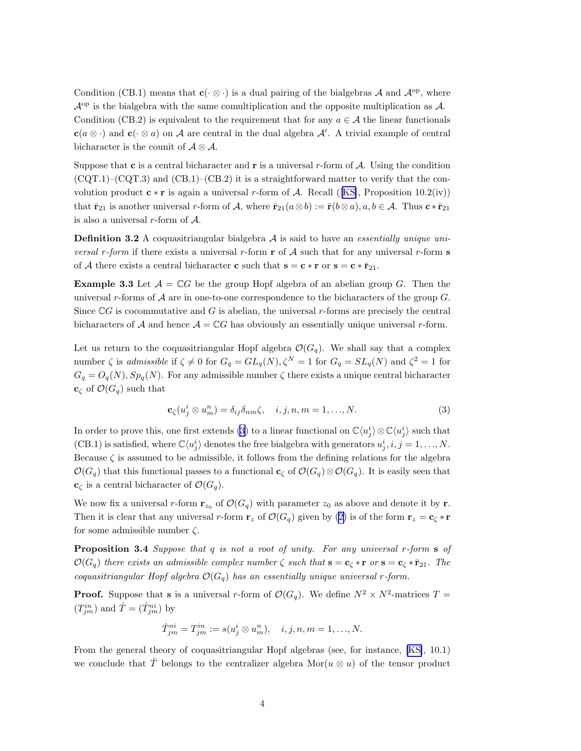Condition (CB.1) means that $\mathbf{c}(\cdot \otimes \cdot)$ is a dual pairing of the bialgebras $\mathcal{A}$ and $\mathcal{A}^{\rm op}$, where $\mathcal{A}^{\rm op}$ is the bialgebra with the same comultiplication and the opposite multiplication as $\mathcal{A}$. Condition (CB.2) is equivalent to the requirement that for any $a \in \mathcal{A}$ the linear functionals $\mathbf{c}(a \otimes \cdot)$ and $\mathbf{c}(\cdot \otimes a)$ on $\mathcal{A}$ are central in the dual algebra $\mathcal{A}'$. A trivial example of central bicharacter is the counit of $\mathcal{A} \otimes \mathcal{A}$.

Suppose that $\mathbf{c}$ is a central bicharacter and $\mathbf{r}$ is a universal $r$-form of $\mathcal{A}$. Using the condition (CQT.1)–(CQT.3) and (CB.1)–(CB.2) it is a straightforward matter to verify that the convolution product $\mathbf{c} * \mathbf{r}$ is again a universal $r$-form of $\mathcal{A}$. Recall ([KS], Proposition 10.2(iv)) that $\bar{\mathbf{r}}_{21}$ is another universal $r$-form of $\mathcal{A}$, where $\bar{\mathbf{r}}_{21}(a \otimes b) := \bar{\mathbf{r}}(b \otimes a), a, b \in \mathcal{A}$. Thus $\mathbf{c} * \bar{\mathbf{r}}_{21}$ is also a universal $r$-form of $\mathcal{A}$.

**Definition 3.2** A coquasitriangular bialgebra $\mathcal{A}$ is said to have an *essentially unique universal r-form* if there exists a universal $r$-form $\mathbf{r}$ of $\mathcal{A}$ such that for any universal $r$-form $\mathbf{s}$ of $\mathcal{A}$ there exists a central bicharacter $\mathbf{c}$ such that $\mathbf{s} = \mathbf{c} * \mathbf{r}$ or $\mathbf{s} = \mathbf{c} * \bar{\mathbf{r}}_{21}$.

**Example 3.3** Let $\mathcal{A} = \mathbb{C}G$ be the group Hopf algebra of an abelian group $G$. Then the universal $r$-forms of $\mathcal{A}$ are in one-to-one correspondence to the bicharacters of the group $G$. Since $\mathbb{C}G$ is cocommutative and $G$ is abelian, the universal $r$-forms are precisely the central bicharacters of $\mathcal{A}$ and hence $\mathcal{A} = \mathbb{C}G$ has obviously an essentially unique universal $r$-form.

Let us return to the coquasitriangular Hopf algebra $\mathcal{O}(G_q)$. We shall say that a complex number $\zeta$ is *admissible* if $\zeta \neq 0$ for $G_q = GL_q(N), \zeta^N = 1$ for $G_q = SL_q(N)$ and $\zeta^2 = 1$ for $G_q = O_q(N), Sp_q(N)$. For any admissible number $\zeta$ there exists a unique central bicharacter $\mathbf{c}_\zeta$ of $\mathcal{O}(G_q)$ such that

$$\mathbf{c}_\zeta(u^i_j \otimes u^n_m) = \delta_{ij}\delta_{nm}\zeta, \quad i, j, n, m = 1, \ldots, N. \tag{3}$$

In order to prove this, one first extends (3) to a linear functional on $\mathbb{C}\langle u^i_j \rangle \otimes \mathbb{C}\langle u^i_j \rangle$ such that (CB.1) is satisfied, where $\mathbb{C}\langle u^i_j \rangle$ denotes the free bialgebra with generators $u^i_j, i, j = 1, \ldots, N$. Because $\zeta$ is assumed to be admissible, it follows from the defining relations for the algebra $\mathcal{O}(G_q)$ that this functional passes to a functional $\mathbf{c}_\zeta$ of $\mathcal{O}(G_q) \otimes \mathcal{O}(G_q)$. It is easily seen that $\mathbf{c}_\zeta$ is a central bicharacter of $\mathcal{O}(G_q)$.

We now fix a universal $r$-form $\mathbf{r}_{z_0}$ of $\mathcal{O}(G_q)$ with parameter $z_0$ as above and denote it by $\mathbf{r}$. Then it is clear that any universal $r$-form $\mathbf{r}_z$ of $\mathcal{O}(G_q)$ given by (2) is of the form $\mathbf{r}_z = \mathbf{c}_\zeta * \mathbf{r}$ for some admissible number $\zeta$.

**Proposition 3.4** *Suppose that $q$ is not a root of unity. For any universal $r$-form $\mathbf{s}$ of $\mathcal{O}(G_q)$ there exists an admissible complex number $\zeta$ such that $\mathbf{s} = \mathbf{c}_\zeta * \mathbf{r}$ or $\mathbf{s} = \mathbf{c}_\zeta * \bar{\mathbf{r}}_{21}$. The coquasitriangular Hopf algebra $\mathcal{O}(G_q)$ has an essentially unique universal $r$-form.*

**Proof.** Suppose that $\mathbf{s}$ is a universal $r$-form of $\mathcal{O}(G_q)$. We define $N^2 \times N^2$-matrices $T = (T^{in}_{jm})$ and $\hat{T} = (\hat{T}^{ni}_{jm})$ by

$$\hat{T}^{ni}_{jm} = T^{in}_{jm} := s(u^i_j \otimes u^n_m), \quad i, j, n, m = 1, \ldots, N.$$

From the general theory of coquasitriangular Hopf algebras (see, for instance, [KS], 10.1) we conclude that $\hat{T}$ belongs to the centralizer algebra $\text{Mor}(u \otimes u)$ of the tensor product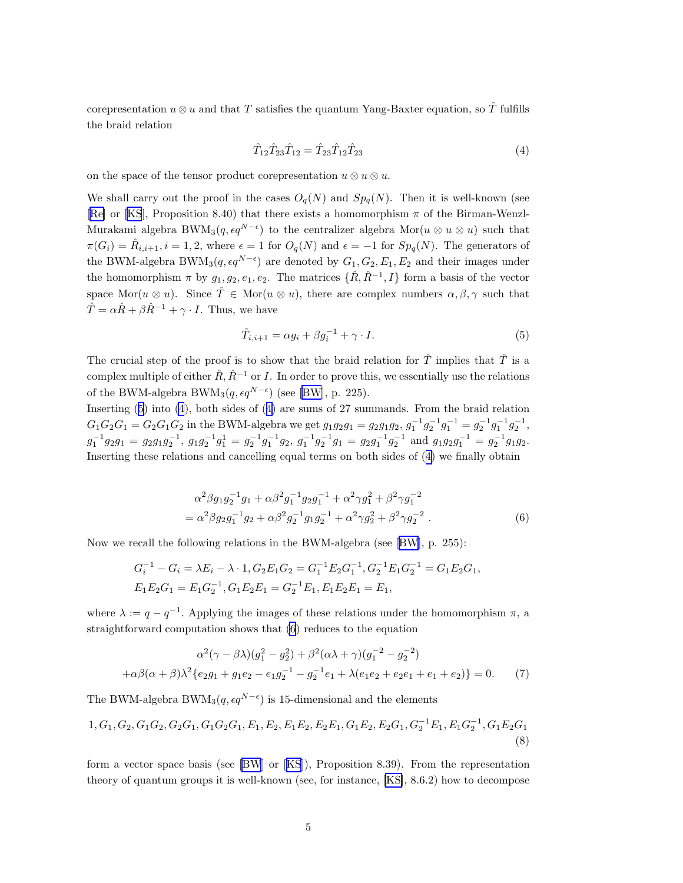corepresentation $u \otimes u$ and that $T$ satisfies the quantum Yang-Baxter equation, so $\hat{T}$ fulfills the braid relation

$$\hat{T}_{12}\hat{T}_{23}\hat{T}_{12} = \hat{T}_{23}\hat{T}_{12}\hat{T}_{23} \tag{4}$$

on the space of the tensor product corepresentation $u \otimes u \otimes u$.

We shall carry out the proof in the cases $O_q(N)$ and $Sp_q(N)$. Then it is well-known (see [Re] or [KS], Proposition 8.40) that there exists a homomorphism $\pi$ of the Birman-Wenzl-Murakami algebra $\mathrm{BWM}_3(q, \epsilon q^{N-\epsilon})$ to the centralizer algebra $\mathrm{Mor}(u \otimes u \otimes u)$ such that $\pi(G_i) = \hat{R}_{i,i+1}, i = 1, 2$, where $\epsilon = 1$ for $O_q(N)$ and $\epsilon = -1$ for $Sp_q(N)$. The generators of the BWM-algebra $\mathrm{BWM}_3(q, \epsilon q^{N-\epsilon})$ are denoted by $G_1, G_2, E_1, E_2$ and their images under the homomorphism $\pi$ by $g_1, g_2, e_1, e_2$. The matrices $\{\hat{R}, \hat{R}^{-1}, I\}$ form a basis of the vector space $\mathrm{Mor}(u \otimes u)$. Since $\hat{T} \in \mathrm{Mor}(u \otimes u)$, there are complex numbers $\alpha, \beta, \gamma$ such that $\hat{T} = \alpha \hat{R} + \beta \hat{R}^{-1} + \gamma \cdot I$. Thus, we have

$$\hat{T}_{i,i+1} = \alpha g_i + \beta g_i^{-1} + \gamma \cdot I. \tag{5}$$

The crucial step of the proof is to show that the braid relation for $\hat{T}$ implies that $\hat{T}$ is a complex multiple of either $\hat{R}, \hat{R}^{-1}$ or $I$. In order to prove this, we essentially use the relations of the BWM-algebra $\mathrm{BWM}_3(q, \epsilon q^{N-\epsilon})$ (see [BW], p. 225).

Inserting (5) into (4), both sides of (4) are sums of 27 summands. From the braid relation $G_1G_2G_1 = G_2G_1G_2$ in the BWM-algebra we get $g_1g_2g_1 = g_2g_1g_2$, $g_1^{-1}g_2^{-1}g_1^{-1} = g_2^{-1}g_1^{-1}g_2^{-1}$, $g_1^{-1}g_2g_1 = g_2g_1g_2^{-1}$, $g_1g_2^{-1}g_1^{1} = g_2^{-1}g_1^{-1}g_2$, $g_1^{-1}g_2^{-1}g_1 = g_2g_1^{-1}g_2^{-1}$ and $g_1g_2g_1^{-1} = g_2^{-1}g_1g_2$. Inserting these relations and cancelling equal terms on both sides of (4) we finally obtain

$$\begin{aligned}
&\alpha^2\beta g_1g_2^{-1}g_1 + \alpha\beta^2 g_1^{-1}g_2g_1^{-1} + \alpha^2\gamma g_1^2 + \beta^2\gamma g_1^{-2} \\
&= \alpha^2\beta g_2g_1^{-1}g_2 + \alpha\beta^2 g_2^{-1}g_1g_2^{-1} + \alpha^2\gamma g_2^2 + \beta^2\gamma g_2^{-2}\ .
\end{aligned} \tag{6}$$

Now we recall the following relations in the BWM-algebra (see [BW], p. 255):

$$\begin{aligned}
&G_i^{-1} - G_i = \lambda E_i - \lambda \cdot 1, G_2E_1G_2 = G_1^{-1}E_2G_1^{-1}, G_2^{-1}E_1G_2^{-1} = G_1E_2G_1, \\
&E_1E_2G_1 = E_1G_2^{-1}, G_1E_2E_1 = G_2^{-1}E_1, E_1E_2E_1 = E_1,
\end{aligned}$$

where $\lambda := q - q^{-1}$. Applying the images of these relations under the homomorphism $\pi$, a straightforward computation shows that (6) reduces to the equation

$$\begin{aligned}
&\alpha^2(\gamma - \beta\lambda)(g_1^2 - g_2^2) + \beta^2(\alpha\lambda + \gamma)(g_1^{-2} - g_2^{-2}) \\
&+\alpha\beta(\alpha+\beta)\lambda^2\{e_2g_1 + g_1e_2 - e_1g_2^{-1} - g_2^{-1}e_1 + \lambda(e_1e_2 + e_2e_1 + e_1 + e_2)\} = 0.
\end{aligned} \tag{7}$$

The BWM-algebra $\mathrm{BWM}_3(q, \epsilon q^{N-\epsilon})$ is 15-dimensional and the elements

$$1, G_1, G_2, G_1G_2, G_2G_1, G_1G_2G_1, E_1, E_2, E_1E_2, E_2E_1, G_1E_2, E_2G_1, G_2^{-1}E_1, E_1G_2^{-1}, G_1E_2G_1 \tag{8}$$

form a vector space basis (see [BW] or [KS]), Proposition 8.39). From the representation theory of quantum groups it is well-known (see, for instance, [KS], 8.6.2) how to decompose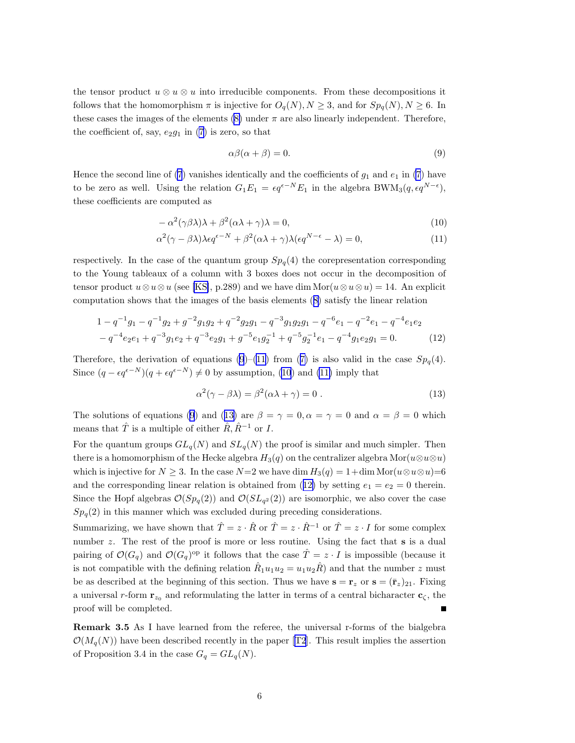the tensor product $u \otimes u \otimes u$ into irreducible components. From these decompositions it follows that the homomorphism $\pi$ is injective for $O_q(N), N \geq 3$, and for $Sp_q(N), N \geq 6$. In these cases the images of the elements (8) under $\pi$ are also linearly independent. Therefore, the coefficient of, say, $e_2 g_1$ in (7) is zero, so that

$$\alpha\beta(\alpha + \beta) = 0. \tag{9}$$

Hence the second line of (7) vanishes identically and the coefficients of $g_1$ and $e_1$ in (7) have to be zero as well. Using the relation $G_1 E_1 = \epsilon q^{\epsilon - N} E_1$ in the algebra $\mathrm{BWM}_3(q, \epsilon q^{N-\epsilon})$, these coefficients are computed as

$$-\alpha^2(\gamma\beta\lambda)\lambda + \beta^2(\alpha\lambda + \gamma)\lambda = 0, \tag{10}$$

$$\alpha^2(\gamma - \beta\lambda)\lambda\epsilon q^{\epsilon - N} + \beta^2(\alpha\lambda + \gamma)\lambda(\epsilon q^{N-\epsilon} - \lambda) = 0, \tag{11}$$

respectively. In the case of the quantum group $Sp_q(4)$ the corepresentation corresponding to the Young tableaux of a column with 3 boxes does not occur in the decomposition of tensor product $u \otimes u \otimes u$ (see [KS], p.289) and we have $\dim \mathrm{Mor}(u \otimes u \otimes u) = 14$. An explicit computation shows that the images of the basis elements (8) satisfy the linear relation

$$\begin{aligned} &1 - q^{-1}g_1 - q^{-1}g_2 + g^{-2}g_1g_2 + q^{-2}g_2g_1 - q^{-3}g_1g_2g_1 - q^{-6}e_1 - q^{-2}e_1 - q^{-4}e_1e_2 \\ &- q^{-4}e_2e_1 + q^{-3}g_1e_2 + q^{-3}e_2g_1 + g^{-5}e_1g_2^{-1} + q^{-5}g_2^{-1}e_1 - q^{-4}g_1e_2g_1 = 0. \end{aligned} \tag{12}$$

Therefore, the derivation of equations (9)–(11) from (7) is also valid in the case $Sp_q(4)$. Since $(q - \epsilon q^{\epsilon - N})(q + \epsilon q^{\epsilon - N}) \neq 0$ by assumption, (10) and (11) imply that

$$\alpha^2(\gamma - \beta\lambda) = \beta^2(\alpha\lambda + \gamma) = 0\ . \tag{13}$$

The solutions of equations (9) and (13) are $\beta = \gamma = 0, \alpha = \gamma = 0$ and $\alpha = \beta = 0$ which means that $\hat{T}$ is a multiple of either $\hat{R}, \hat{R}^{-1}$ or $I$.

For the quantum groups $GL_q(N)$ and $SL_q(N)$ the proof is similar and much simpler. Then there is a homomorphism of the Hecke algebra $H_3(q)$ on the centralizer algebra $\mathrm{Mor}(u \otimes u \otimes u)$ which is injective for $N \geq 3$. In the case $N$=2 we have $\dim H_3(q) = 1 + \dim \mathrm{Mor}(u \otimes u \otimes u)$=6 and the corresponding linear relation is obtained from (12) by setting $e_1 = e_2 = 0$ therein. Since the Hopf algebras $\mathcal{O}(Sp_q(2))$ and $\mathcal{O}(SL_{q^2}(2))$ are isomorphic, we also cover the case $Sp_q(2)$ in this manner which was excluded during preceding considerations.

Summarizing, we have shown that $\hat{T} = z \cdot \hat{R}$ or $\hat{T} = z \cdot \hat{R}^{-1}$ or $\hat{T} = z \cdot I$ for some complex number $z$. The rest of the proof is more or less routine. Using the fact that $\mathbf{s}$ is a dual pairing of $\mathcal{O}(G_q)$ and $\mathcal{O}(G_q)^{\mathrm{op}}$ it follows that the case $\hat{T} = z \cdot I$ is impossible (because it is not compatible with the defining relation $\hat{R}_1 u_1 u_2 = u_1 u_2 \hat{R}$) and that the number $z$ must be as described at the beginning of this section. Thus we have $\mathbf{s} = \mathbf{r}_z$ or $\mathbf{s} = (\bar{\mathbf{r}}_z)_{21}$. Fixing a universal $r$-form $\mathbf{r}_{z_0}$ and reformulating the latter in terms of a central bicharacter $\mathbf{c}_\zeta$, the proof will be completed. ∎

**Remark 3.5** As I have learned from the referee, the universal r-forms of the bialgebra $\mathcal{O}(M_q(N))$ have been described recently in the paper [T2]. This result implies the assertion of Proposition 3.4 in the case $G_q = GL_q(N)$.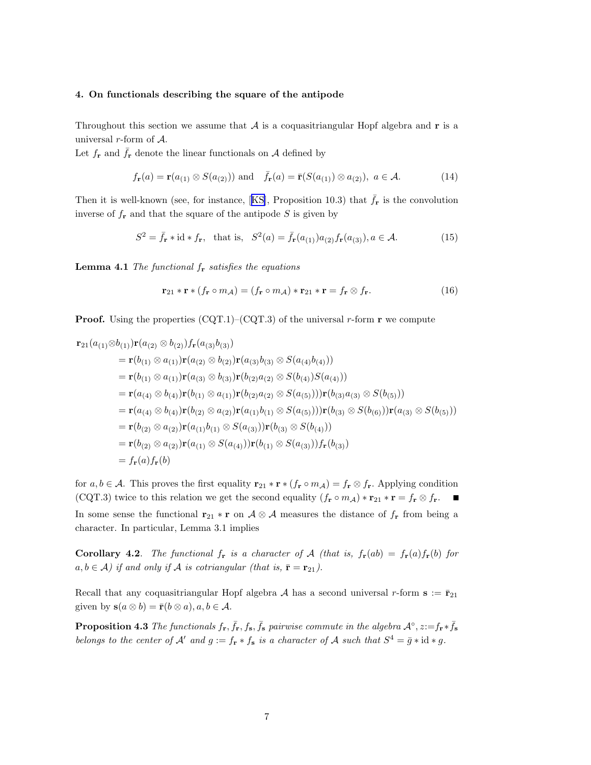## 4. On functionals describing the square of the antipode

Throughout this section we assume that $\mathcal{A}$ is a coquasitriangular Hopf algebra and $\mathbf{r}$ is a universal $r$-form of $\mathcal{A}$.

Let $f_{\mathbf{r}}$ and $\bar{f}_{\mathbf{r}}$ denote the linear functionals on $\mathcal{A}$ defined by

$$f_{\mathbf{r}}(a) = \mathbf{r}(a_{(1)} \otimes S(a_{(2)})) \text{ and } \quad \bar{f}_{\mathbf{r}}(a) = \bar{\mathbf{r}}(S(a_{(1)}) \otimes a_{(2)}),\ a \in \mathcal{A}. \tag{14}$$

Then it is well-known (see, for instance, [KS], Proposition 10.3) that $\bar{f}_{\mathbf{r}}$ is the convolution inverse of $f_{\mathbf{r}}$ and that the square of the antipode $S$ is given by

$$S^2 = \bar{f}_{\mathbf{r}} * \mathrm{id} * f_{\mathbf{r}}, \quad \text{that is,} \quad S^2(a) = \bar{f}_{\mathbf{r}}(a_{(1)})a_{(2)}f_{\mathbf{r}}(a_{(3)}), a \in \mathcal{A}. \tag{15}$$

**Lemma 4.1** *The functional $f_{\mathbf{r}}$ satisfies the equations*

$$\mathbf{r}_{21} * \mathbf{r} * (f_{\mathbf{r}} \circ m_{\mathcal{A}}) = (f_{\mathbf{r}} \circ m_{\mathcal{A}}) * \mathbf{r}_{21} * \mathbf{r} = f_{\mathbf{r}} \otimes f_{\mathbf{r}}. \tag{16}$$

**Proof.** Using the properties (CQT.1)–(CQT.3) of the universal $r$-form $\mathbf{r}$ we compute

$$\begin{aligned}
&\mathbf{r}_{21}(a_{(1)} \otimes b_{(1)})\mathbf{r}(a_{(2)} \otimes b_{(2)})f_{\mathbf{r}}(a_{(3)}b_{(3)}) \\
&\quad = \mathbf{r}(b_{(1)} \otimes a_{(1)})\mathbf{r}(a_{(2)} \otimes b_{(2)})\mathbf{r}(a_{(3)}b_{(3)} \otimes S(a_{(4)}b_{(4)})) \\
&\quad = \mathbf{r}(b_{(1)} \otimes a_{(1)})\mathbf{r}(a_{(3)} \otimes b_{(3)})\mathbf{r}(b_{(2)}a_{(2)} \otimes S(b_{(4)})S(a_{(4)})) \\
&\quad = \mathbf{r}(a_{(4)} \otimes b_{(4)})\mathbf{r}(b_{(1)} \otimes a_{(1)})\mathbf{r}(b_{(2)}a_{(2)} \otimes S(a_{(5)})))\mathbf{r}(b_{(3)}a_{(3)} \otimes S(b_{(5)})) \\
&\quad = \mathbf{r}(a_{(4)} \otimes b_{(4)})\mathbf{r}(b_{(2)} \otimes a_{(2)})\mathbf{r}(a_{(1)}b_{(1)} \otimes S(a_{(5)})))\mathbf{r}(b_{(3)} \otimes S(b_{(6)}))\mathbf{r}(a_{(3)} \otimes S(b_{(5)})) \\
&\quad = \mathbf{r}(b_{(2)} \otimes a_{(2)})\mathbf{r}(a_{(1)}b_{(1)} \otimes S(a_{(3)}))\mathbf{r}(b_{(3)} \otimes S(b_{(4)})) \\
&\quad = \mathbf{r}(b_{(2)} \otimes a_{(2)})\mathbf{r}(a_{(1)} \otimes S(a_{(4)}))\mathbf{r}(b_{(1)} \otimes S(a_{(3)}))f_{\mathbf{r}}(b_{(3)}) \\
&\quad = f_{\mathbf{r}}(a)f_{\mathbf{r}}(b)
\end{aligned}$$

for $a, b \in \mathcal{A}$. This proves the first equality $\mathbf{r}_{21} * \mathbf{r} * (f_{\mathbf{r}} \circ m_{\mathcal{A}}) = f_{\mathbf{r}} \otimes f_{\mathbf{r}}$. Applying condition (CQT.3) twice to this relation we get the second equality $(f_{\mathbf{r}} \circ m_{\mathcal{A}}) * \mathbf{r}_{21} * \mathbf{r} = f_{\mathbf{r}} \otimes f_{\mathbf{r}}$. ■

In some sense the functional $\mathbf{r}_{21} * \mathbf{r}$ on $\mathcal{A} \otimes \mathcal{A}$ measures the distance of $f_{\mathbf{r}}$ from being a character. In particular, Lemma 3.1 implies

**Corollary 4.2**. *The functional $f_{\mathbf{r}}$ is a character of $\mathcal{A}$ (that is, $f_{\mathbf{r}}(ab) = f_{\mathbf{r}}(a)f_{\mathbf{r}}(b)$ for $a, b \in \mathcal{A}$) if and only if $\mathcal{A}$ is cotriangular (that is, $\bar{\mathbf{r}} = \mathbf{r}_{21}$).*

Recall that any coquasitriangular Hopf algebra $\mathcal{A}$ has a second universal $r$-form $\mathbf{s} := \bar{\mathbf{r}}_{21}$ given by $\mathbf{s}(a \otimes b) = \bar{\mathbf{r}}(b \otimes a), a, b \in \mathcal{A}$.

**Proposition 4.3** *The functionals $f_{\mathbf{r}}, \bar{f}_{\mathbf{r}}, f_{\mathbf{s}}, \bar{f}_{\mathbf{s}}$ pairwise commute in the algebra $\mathcal{A}^\circ$, $z := f_{\mathbf{r}} * \bar{f}_{\mathbf{s}}$ belongs to the center of $\mathcal{A}'$ and $g := f_{\mathbf{r}} * f_{\mathbf{s}}$ is a character of $\mathcal{A}$ such that $S^4 = \bar{g} * \mathrm{id} * g$.*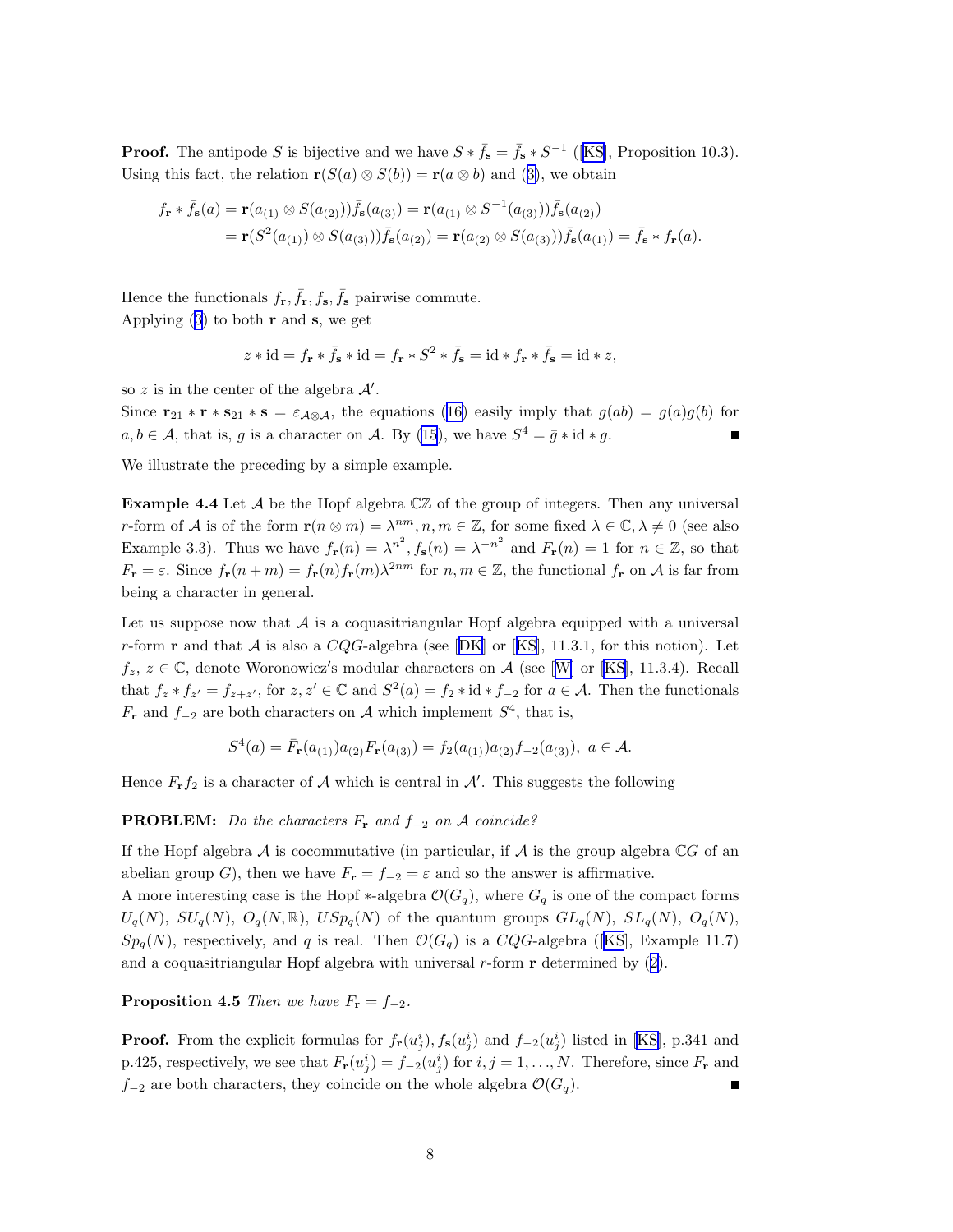**Proof.** The antipode $S$ is bijective and we have $S * \bar{f}_{\mathbf{s}} = \bar{f}_{\mathbf{s}} * S^{-1}$ ([KS], Proposition 10.3). Using this fact, the relation $\mathbf{r}(S(a) \otimes S(b)) = \mathbf{r}(a \otimes b)$ and (3), we obtain

$$
\begin{aligned}
f_{\mathbf{r}} * \bar{f}_{\mathbf{s}}(a) &= \mathbf{r}(a_{(1)} \otimes S(a_{(2)}))\bar{f}_{\mathbf{s}}(a_{(3)}) = \mathbf{r}(a_{(1)} \otimes S^{-1}(a_{(3)}))\bar{f}_{\mathbf{s}}(a_{(2)}) \\
&= \mathbf{r}(S^2(a_{(1)}) \otimes S(a_{(3)}))\bar{f}_{\mathbf{s}}(a_{(2)}) = \mathbf{r}(a_{(2)} \otimes S(a_{(3)}))\bar{f}_{\mathbf{s}}(a_{(1)}) = \bar{f}_{\mathbf{s}} * f_{\mathbf{r}}(a).
\end{aligned}
$$

Hence the functionals $f_{\mathbf{r}}, \bar{f}_{\mathbf{r}}, f_{\mathbf{s}}, \bar{f}_{\mathbf{s}}$ pairwise commute.
Applying (3) to both $\mathbf{r}$ and $\mathbf{s}$, we get

$$
z * \mathrm{id} = f_{\mathbf{r}} * \bar{f}_{\mathbf{s}} * \mathrm{id} = f_{\mathbf{r}} * S^2 * \bar{f}_{\mathbf{s}} = \mathrm{id} * f_{\mathbf{r}} * \bar{f}_{\mathbf{s}} = \mathrm{id} * z,
$$

so $z$ is in the center of the algebra $\mathcal{A}'$.
Since $\mathbf{r}_{21} * \mathbf{r} * \mathbf{s}_{21} * \mathbf{s} = \varepsilon_{\mathcal{A}\otimes\mathcal{A}}$, the equations (16) easily imply that $g(ab) = g(a)g(b)$ for $a, b \in \mathcal{A}$, that is, $g$ is a character on $\mathcal{A}$. By (15), we have $S^4 = \bar{g} * \mathrm{id} * g$. ■

We illustrate the preceding by a simple example.

**Example 4.4** Let $\mathcal{A}$ be the Hopf algebra $\mathbb{C}\mathbb{Z}$ of the group of integers. Then any universal $r$-form of $\mathcal{A}$ is of the form $\mathbf{r}(n \otimes m) = \lambda^{nm}, n, m \in \mathbb{Z}$, for some fixed $\lambda \in \mathbb{C}, \lambda \neq 0$ (see also Example 3.3). Thus we have $f_{\mathbf{r}}(n) = \lambda^{n^2}, f_{\mathbf{s}}(n) = \lambda^{-n^2}$ and $F_{\mathbf{r}}(n) = 1$ for $n \in \mathbb{Z}$, so that $F_{\mathbf{r}} = \varepsilon$. Since $f_{\mathbf{r}}(n+m) = f_{\mathbf{r}}(n)f_{\mathbf{r}}(m)\lambda^{2nm}$ for $n, m \in \mathbb{Z}$, the functional $f_{\mathbf{r}}$ on $\mathcal{A}$ is far from being a character in general.

Let us suppose now that $\mathcal{A}$ is a coquasitriangular Hopf algebra equipped with a universal $r$-form $\mathbf{r}$ and that $\mathcal{A}$ is also a $CQG$-algebra (see [DK] or [KS], 11.3.1, for this notion). Let $f_z$, $z \in \mathbb{C}$, denote Woronowicz's modular characters on $\mathcal{A}$ (see [W] or [KS], 11.3.4). Recall that $f_z * f_{z'} = f_{z+z'}$, for $z, z' \in \mathbb{C}$ and $S^2(a) = f_2 * \mathrm{id} * f_{-2}$ for $a \in \mathcal{A}$. Then the functionals $F_{\mathbf{r}}$ and $f_{-2}$ are both characters on $\mathcal{A}$ which implement $S^4$, that is,

$$
S^4(a) = \bar{F}_{\mathbf{r}}(a_{(1)})a_{(2)}F_{\mathbf{r}}(a_{(3)}) = f_2(a_{(1)})a_{(2)}f_{-2}(a_{(3)}),\ a \in \mathcal{A}.
$$

Hence $F_{\mathbf{r}}f_2$ is a character of $\mathcal{A}$ which is central in $\mathcal{A}'$. This suggests the following

**PROBLEM:** *Do the characters $F_{\mathbf{r}}$ and $f_{-2}$ on $\mathcal{A}$ coincide?*

If the Hopf algebra $\mathcal{A}$ is cocommutative (in particular, if $\mathcal{A}$ is the group algebra $\mathbb{C}G$ of an abelian group $G$), then we have $F_{\mathbf{r}} = f_{-2} = \varepsilon$ and so the answer is affirmative.
A more interesting case is the Hopf $*$-algebra $\mathcal{O}(G_q)$, where $G_q$ is one of the compact forms $U_q(N)$, $SU_q(N)$, $O_q(N, \mathbb{R})$, $USp_q(N)$ of the quantum groups $GL_q(N)$, $SL_q(N)$, $O_q(N)$, $Sp_q(N)$, respectively, and $q$ is real. Then $\mathcal{O}(G_q)$ is a $CQG$-algebra ([KS], Example 11.7) and a coquasitriangular Hopf algebra with universal $r$-form $\mathbf{r}$ determined by (2).

**Proposition 4.5** *Then we have $F_{\mathbf{r}} = f_{-2}$.*

**Proof.** From the explicit formulas for $f_{\mathbf{r}}(u^i_j), f_{\mathbf{s}}(u^i_j)$ and $f_{-2}(u^i_j)$ listed in [KS], p.341 and p.425, respectively, we see that $F_{\mathbf{r}}(u^i_j) = f_{-2}(u^i_j)$ for $i, j = 1, \ldots, N$. Therefore, since $F_{\mathbf{r}}$ and $f_{-2}$ are both characters, they coincide on the whole algebra $\mathcal{O}(G_q)$. ■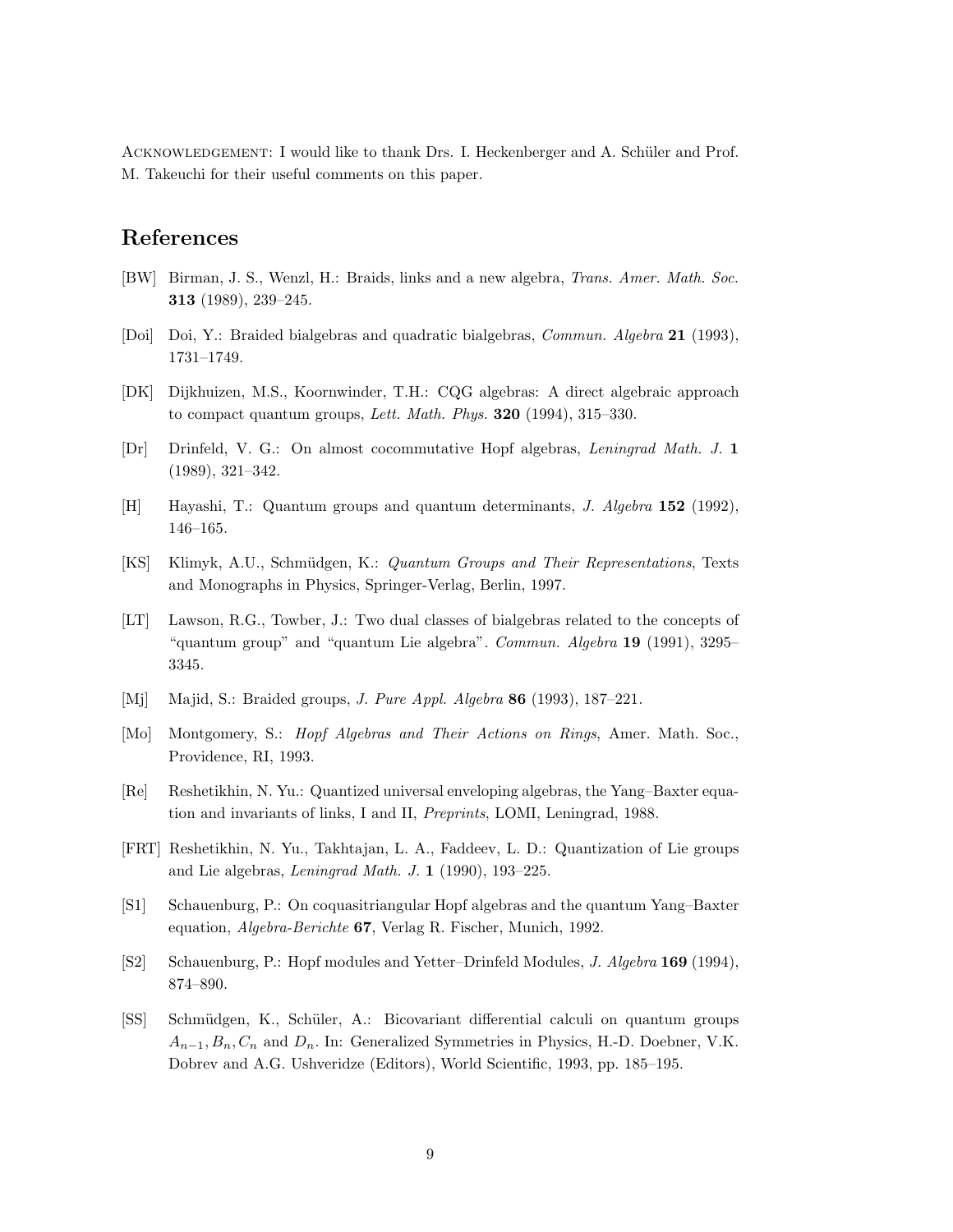Acknowledgement: I would like to thank Drs. I. Heckenberger and A. Schüler and Prof. M. Takeuchi for their useful comments on this paper.

## References

[BW] Birman, J. S., Wenzl, H.: Braids, links and a new algebra, *Trans. Amer. Math. Soc.* **313** (1989), 239–245.

[Doi] Doi, Y.: Braided bialgebras and quadratic bialgebras, *Commun. Algebra* **21** (1993), 1731–1749.

[DK] Dijkhuizen, M.S., Koornwinder, T.H.: CQG algebras: A direct algebraic approach to compact quantum groups, *Lett. Math. Phys.* **320** (1994), 315–330.

[Dr] Drinfeld, V. G.: On almost cocommutative Hopf algebras, *Leningrad Math. J.* **1** (1989), 321–342.

[H] Hayashi, T.: Quantum groups and quantum determinants, *J. Algebra* **152** (1992), 146–165.

[KS] Klimyk, A.U., Schmüdgen, K.: *Quantum Groups and Their Representations*, Texts and Monographs in Physics, Springer-Verlag, Berlin, 1997.

[LT] Lawson, R.G., Towber, J.: Two dual classes of bialgebras related to the concepts of "quantum group" and "quantum Lie algebra". *Commun. Algebra* **19** (1991), 3295–3345.

[Mj] Majid, S.: Braided groups, *J. Pure Appl. Algebra* **86** (1993), 187–221.

[Mo] Montgomery, S.: *Hopf Algebras and Their Actions on Rings*, Amer. Math. Soc., Providence, RI, 1993.

[Re] Reshetikhin, N. Yu.: Quantized universal enveloping algebras, the Yang–Baxter equation and invariants of links, I and II, *Preprints*, LOMI, Leningrad, 1988.

[FRT] Reshetikhin, N. Yu., Takhtajan, L. A., Faddeev, L. D.: Quantization of Lie groups and Lie algebras, *Leningrad Math. J.* **1** (1990), 193–225.

[S1] Schauenburg, P.: On coquasitriangular Hopf algebras and the quantum Yang–Baxter equation, *Algebra-Berichte* **67**, Verlag R. Fischer, Munich, 1992.

[S2] Schauenburg, P.: Hopf modules and Yetter–Drinfeld Modules, *J. Algebra* **169** (1994), 874–890.

[SS] Schmüdgen, K., Schüler, A.: Bicovariant differential calculi on quantum groups $A_{n-1}, B_n, C_n$ and $D_n$. In: Generalized Symmetries in Physics, H.-D. Doebner, V.K. Dobrev and A.G. Ushveridze (Editors), World Scientific, 1993, pp. 185–195.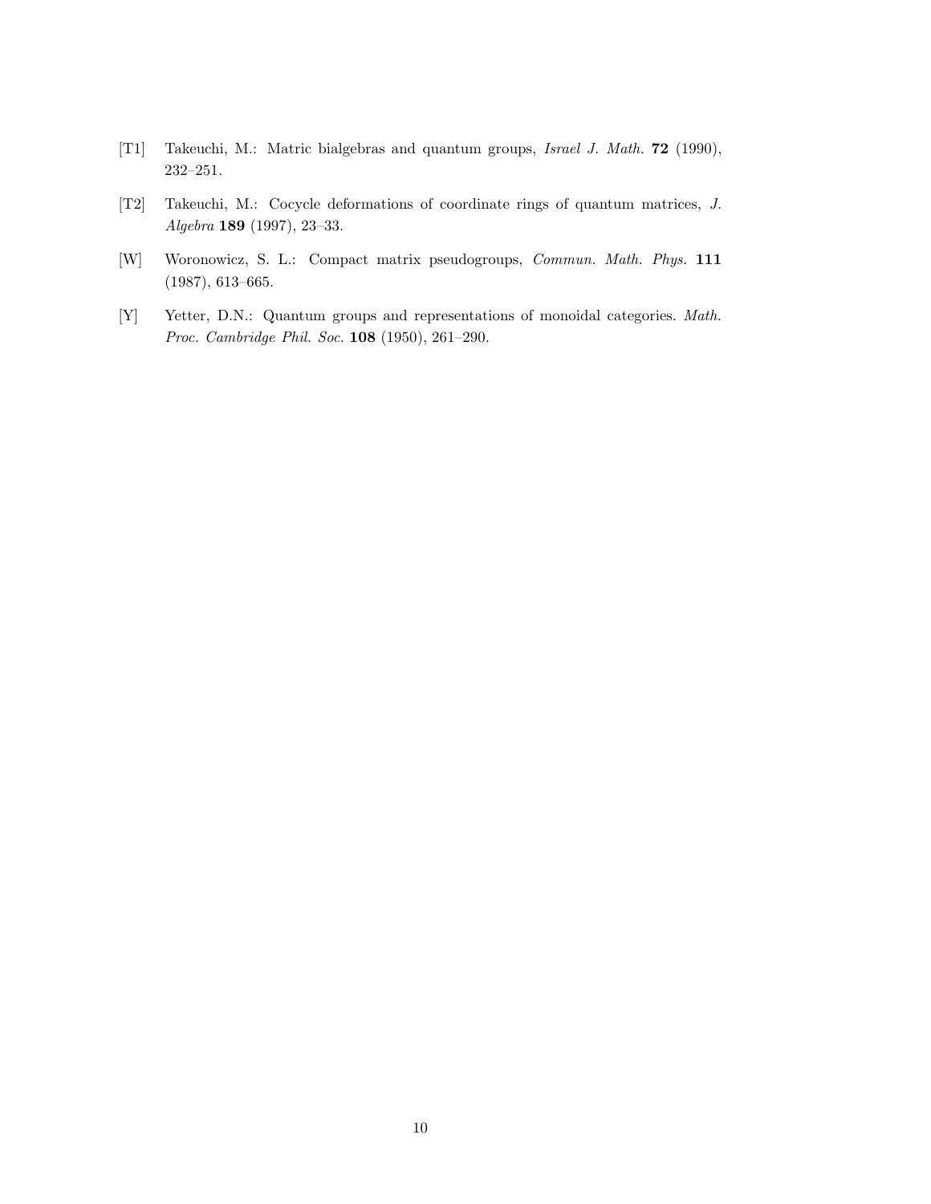[T1] Takeuchi, M.: Matric bialgebras and quantum groups, *Israel J. Math.* **72** (1990), 232–251.

[T2] Takeuchi, M.: Cocycle deformations of coordinate rings of quantum matrices, *J. Algebra* **189** (1997), 23–33.

[W] Woronowicz, S. L.: Compact matrix pseudogroups, *Commun. Math. Phys.* **111** (1987), 613–665.

[Y] Yetter, D.N.: Quantum groups and representations of monoidal categories. *Math. Proc. Cambridge Phil. Soc.* **108** (1950), 261–290.